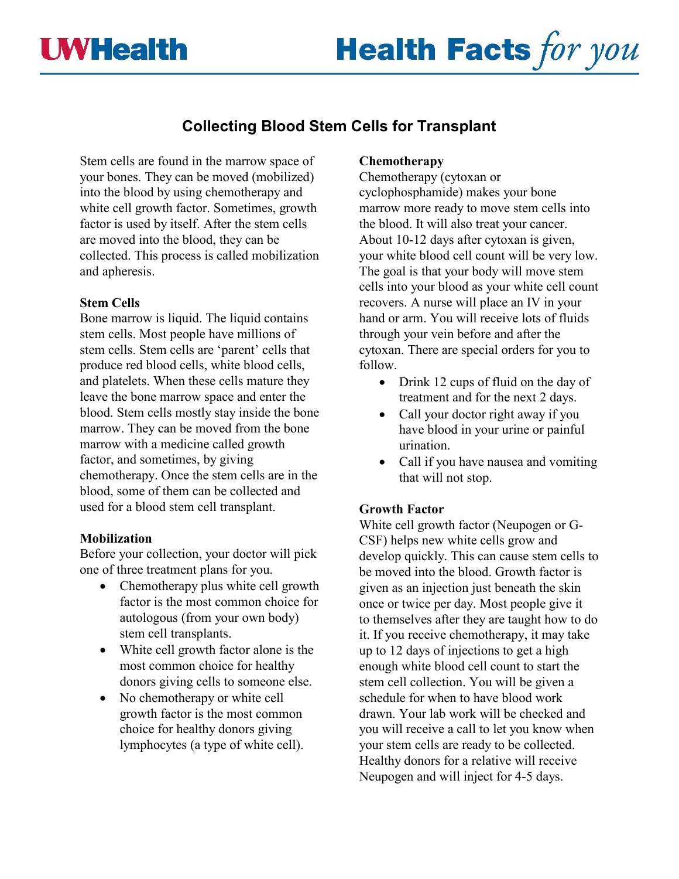# Collecting Blood Stem Cells for Transplant

Stem cells are found in the marrow space of your bones. They can be moved (mobilized) into the blood by using chemotherapy and white cell growth factor. Sometimes, growth factor is used by itself. After the stem cells are moved into the blood, they can be collected. This process is called mobilization and apheresis.

**Stem Cells**

Bone marrow is liquid. The liquid contains stem cells. Most people have millions of stem cells. Stem cells are 'parent' cells that produce red blood cells, white blood cells, and platelets. When these cells mature they leave the bone marrow space and enter the blood. Stem cells mostly stay inside the bone marrow. They can be moved from the bone marrow with a medicine called growth factor, and sometimes, by giving chemotherapy. Once the stem cells are in the blood, some of them can be collected and used for a blood stem cell transplant.

**Mobilization**

Before your collection, your doctor will pick one of three treatment plans for you.

- Chemotherapy plus white cell growth factor is the most common choice for autologous (from your own body) stem cell transplants.
- White cell growth factor alone is the most common choice for healthy donors giving cells to someone else.
- No chemotherapy or white cell growth factor is the most common choice for healthy donors giving lymphocytes (a type of white cell).

**Chemotherapy**

Chemotherapy (cytoxan or cyclophosphamide) makes your bone marrow more ready to move stem cells into the blood. It will also treat your cancer. About 10-12 days after cytoxan is given, your white blood cell count will be very low. The goal is that your body will move stem cells into your blood as your white cell count recovers. A nurse will place an IV in your hand or arm. You will receive lots of fluids through your vein before and after the cytoxan. There are special orders for you to follow.

- Drink 12 cups of fluid on the day of treatment and for the next 2 days.
- Call your doctor right away if you have blood in your urine or painful urination.
- Call if you have nausea and vomiting that will not stop.

**Growth Factor**

White cell growth factor (Neupogen or G-CSF) helps new white cells grow and develop quickly. This can cause stem cells to be moved into the blood. Growth factor is given as an injection just beneath the skin once or twice per day. Most people give it to themselves after they are taught how to do it. If you receive chemotherapy, it may take up to 12 days of injections to get a high enough white blood cell count to start the stem cell collection. You will be given a schedule for when to have blood work drawn. Your lab work will be checked and you will receive a call to let you know when your stem cells are ready to be collected. Healthy donors for a relative will receive Neupogen and will inject for 4-5 days.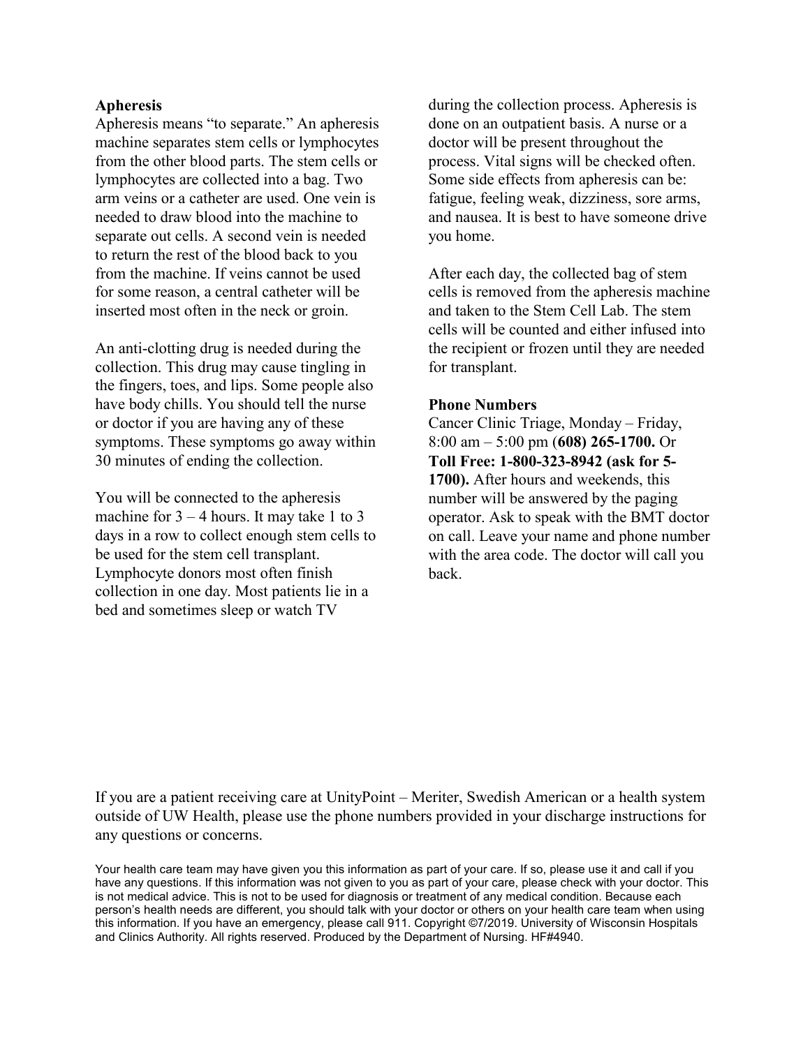## Apheresis

Apheresis means "to separate." An apheresis machine separates stem cells or lymphocytes from the other blood parts. The stem cells or lymphocytes are collected into a bag. Two arm veins or a catheter are used. One vein is needed to draw blood into the machine to separate out cells. A second vein is needed to return the rest of the blood back to you from the machine. If veins cannot be used for some reason, a central catheter will be inserted most often in the neck or groin.

An anti-clotting drug is needed during the collection. This drug may cause tingling in the fingers, toes, and lips. Some people also have body chills. You should tell the nurse or doctor if you are having any of these symptoms. These symptoms go away within 30 minutes of ending the collection.

You will be connected to the apheresis machine for 3 – 4 hours. It may take 1 to 3 days in a row to collect enough stem cells to be used for the stem cell transplant. Lymphocyte donors most often finish collection in one day. Most patients lie in a bed and sometimes sleep or watch TV during the collection process. Apheresis is done on an outpatient basis. A nurse or a doctor will be present throughout the process. Vital signs will be checked often. Some side effects from apheresis can be: fatigue, feeling weak, dizziness, sore arms, and nausea. It is best to have someone drive you home.

After each day, the collected bag of stem cells is removed from the apheresis machine and taken to the Stem Cell Lab. The stem cells will be counted and either infused into the recipient or frozen until they are needed for transplant.

## Phone Numbers

Cancer Clinic Triage, Monday – Friday, 8:00 am – 5:00 pm (**(608) 265-1700.** Or **Toll Free: 1-800-323-8942 (ask for 5-1700).** After hours and weekends, this number will be answered by the paging operator. Ask to speak with the BMT doctor on call. Leave your name and phone number with the area code. The doctor will call you back.

If you are a patient receiving care at UnityPoint – Meriter, Swedish American or a health system outside of UW Health, please use the phone numbers provided in your discharge instructions for any questions or concerns.

Your health care team may have given you this information as part of your care. If so, please use it and call if you have any questions. If this information was not given to you as part of your care, please check with your doctor. This is not medical advice. This is not to be used for diagnosis or treatment of any medical condition. Because each person's health needs are different, you should talk with your doctor or others on your health care team when using this information. If you have an emergency, please call 911. Copyright ©7/2019. University of Wisconsin Hospitals and Clinics Authority. All rights reserved. Produced by the Department of Nursing. HF#4940.